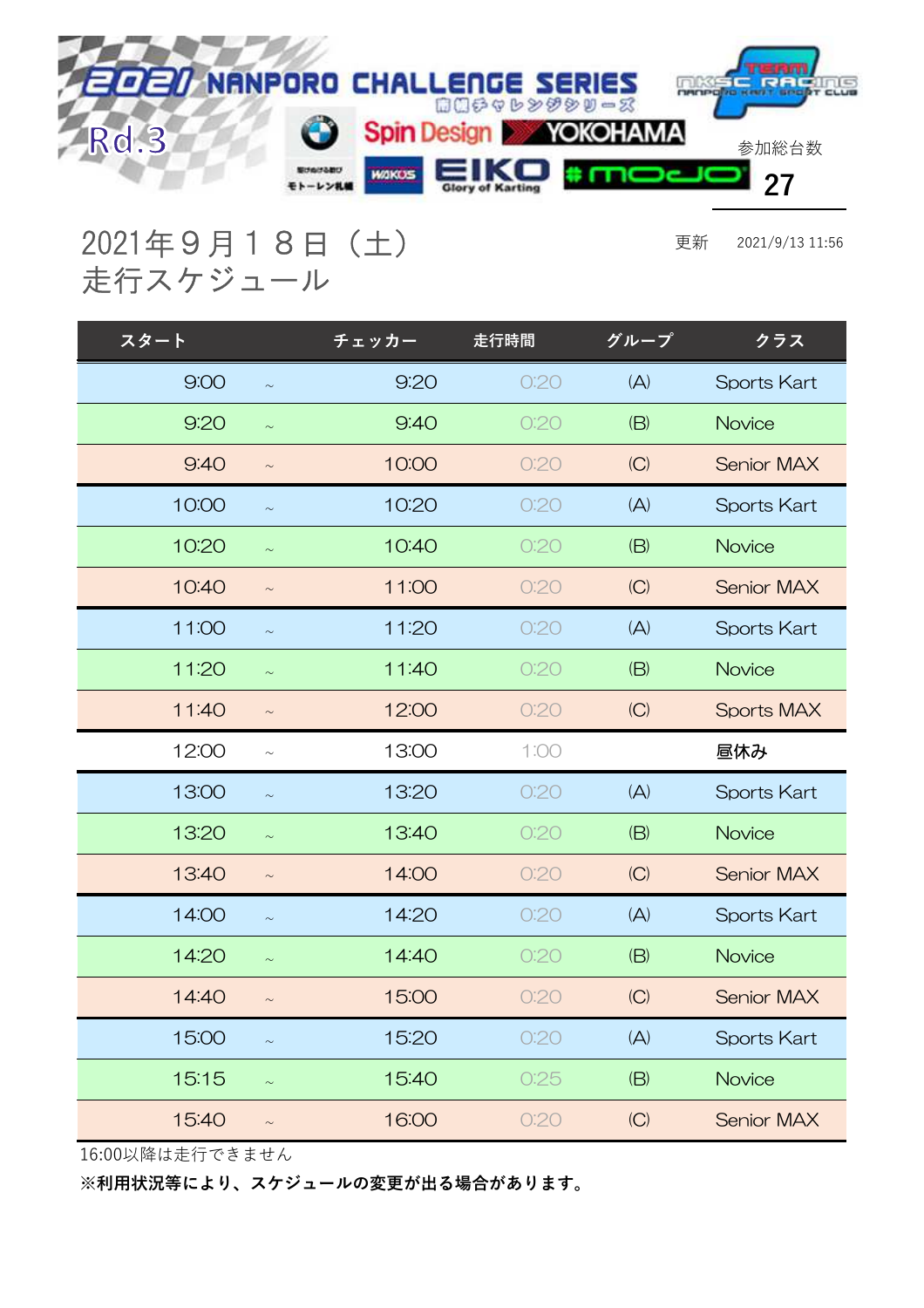# 2021 NANPORO CHALLENGE SERIES
南幌チャレンジシリーズ

Rd.3

NKSC RACING NANPORO KART SPORT CLUB

参加総台数 27

## 2021年９月１８日（土）
## 走行スケジュール

更新　2021/9/13 11:56

| スタート | | チェッカー | 走行時間 | グループ | クラス |
|---|---|---|---|---|---|
| 9:00 | ~ | 9:20 | 0:20 | (A) | Sports Kart |
| 9:20 | ~ | 9:40 | 0:20 | (B) | Novice |
| 9:40 | ~ | 10:00 | 0:20 | (C) | Senior MAX |
| 10:00 | ~ | 10:20 | 0:20 | (A) | Sports Kart |
| 10:20 | ~ | 10:40 | 0:20 | (B) | Novice |
| 10:40 | ~ | 11:00 | 0:20 | (C) | Senior MAX |
| 11:00 | ~ | 11:20 | 0:20 | (A) | Sports Kart |
| 11:20 | ~ | 11:40 | 0:20 | (B) | Novice |
| 11:40 | ~ | 12:00 | 0:20 | (C) | Sports MAX |
| 12:00 | ~ | 13:00 | 1:00 | | 昼休み |
| 13:00 | ~ | 13:20 | 0:20 | (A) | Sports Kart |
| 13:20 | ~ | 13:40 | 0:20 | (B) | Novice |
| 13:40 | ~ | 14:00 | 0:20 | (C) | Senior MAX |
| 14:00 | ~ | 14:20 | 0:20 | (A) | Sports Kart |
| 14:20 | ~ | 14:40 | 0:20 | (B) | Novice |
| 14:40 | ~ | 15:00 | 0:20 | (C) | Senior MAX |
| 15:00 | ~ | 15:20 | 0:20 | (A) | Sports Kart |
| 15:15 | ~ | 15:40 | 0:25 | (B) | Novice |
| 15:40 | ~ | 16:00 | 0:20 | (C) | Senior MAX |

16:00以降は走行できません

**※利用状況等により、スケジュールの変更が出る場合があります。**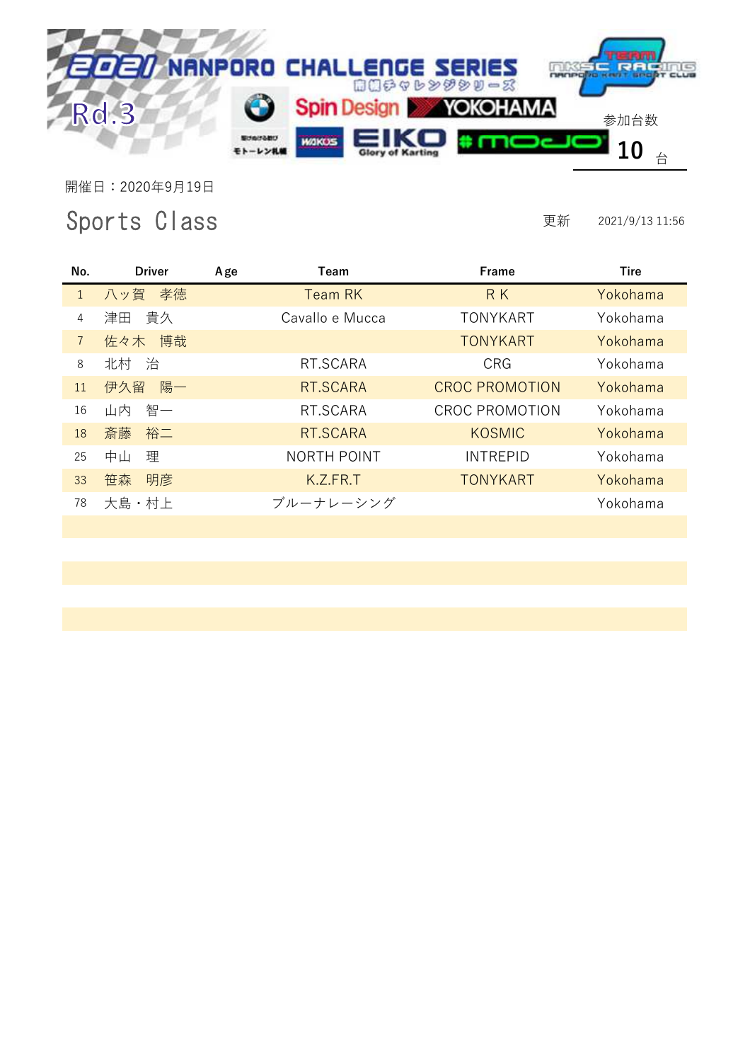# 2021 NANPORO CHALLENGE SERIES

南幌チャレンジシリーズ

Rd.3

参加台数

**10** 台

開催日：2020年9月19日

## Sports Class

更新　2021/9/13 11:56

| No. | Driver | Age | Team | Frame | Tire |
|---|---|---|---|---|---|
| 1 | 八ッ賀　孝徳 | | Team RK | R K | Yokohama |
| 4 | 津田　貴久 | | Cavallo e Mucca | TONYKART | Yokohama |
| 7 | 佐々木　博哉 | | | TONYKART | Yokohama |
| 8 | 北村　治 | | RT.SCARA | CRG | Yokohama |
| 11 | 伊久留　陽一 | | RT.SCARA | CROC PROMOTION | Yokohama |
| 16 | 山内　智一 | | RT.SCARA | CROC PROMOTION | Yokohama |
| 18 | 斎藤　裕二 | | RT.SCARA | KOSMIC | Yokohama |
| 25 | 中山　理 | | NORTH POINT | INTREPID | Yokohama |
| 33 | 笹森　明彦 | | K.Z.FR.T | TONYKART | Yokohama |
| 78 | 大島・村上 | | ブルーナレーシング | | Yokohama |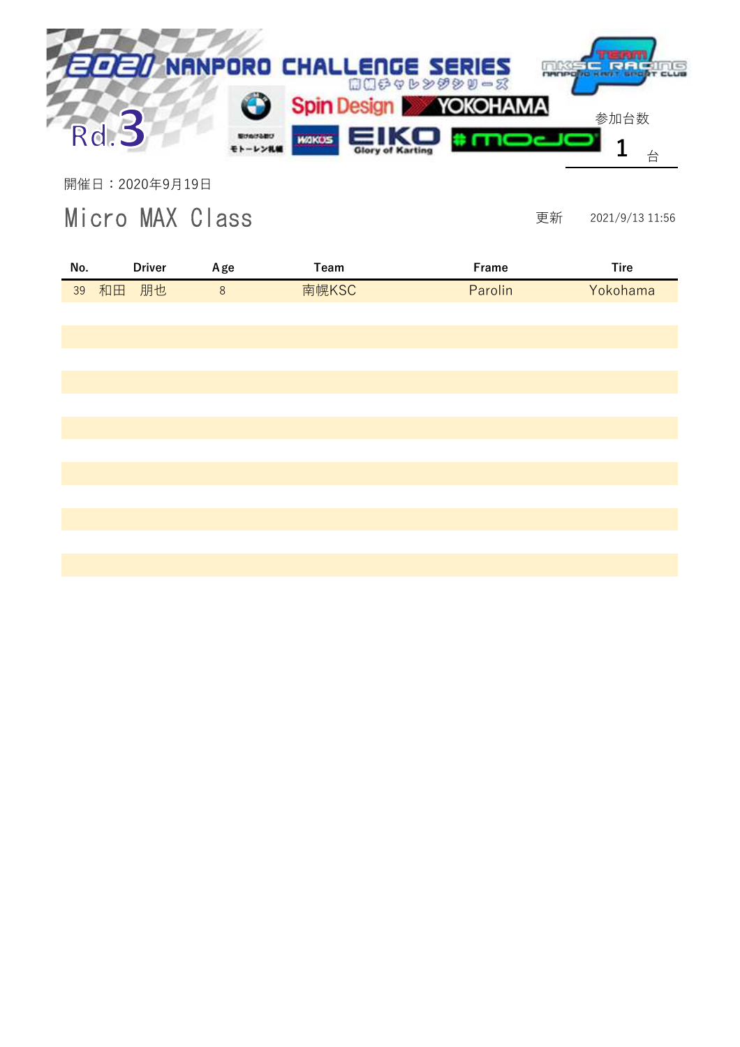# 2021 NANPORO CHALLENGE SERIES

南幌チャレンジシリーズ

Rd.3

Spin Design YOKOHAMA

モトーレン札幌 WAKO'S EIKO Glory of Karting #mojo

TEAM NKSC RACING NANPORO KART SPORT CLUB

参加台数 1 台

開催日：2020年9月19日

## Micro MAX Class

更新 2021/9/13 11:56

| No. | Driver | Age | Team | Frame | Tire |
|---|---|---|---|---|---|
| 39 | 和田　朋也 | 8 | 南幌KSC | Parolin | Yokohama |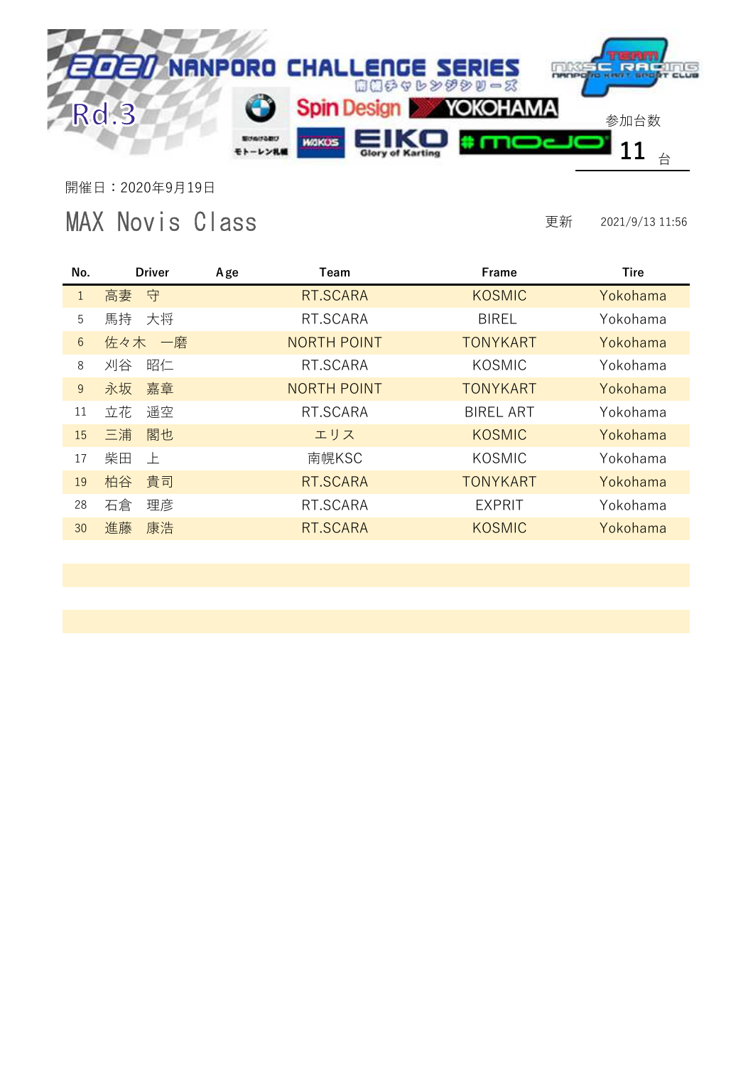# 2021 NANPORO CHALLENGE SERIES

南幌チャレンジシリーズ

Rd.3

参加台数 11 台

開催日：2020年9月19日

## MAX Novis Class

更新 2021/9/13 11:56

| No. | Driver | Age | Team | Frame | Tire |
|---|---|---|---|---|---|
| 1 | 高妻　守 | | RT.SCARA | KOSMIC | Yokohama |
| 5 | 馬持　大将 | | RT.SCARA | BIREL | Yokohama |
| 6 | 佐々木　一磨 | | NORTH POINT | TONYKART | Yokohama |
| 8 | 刈谷　昭仁 | | RT.SCARA | KOSMIC | Yokohama |
| 9 | 永坂　嘉章 | | NORTH POINT | TONYKART | Yokohama |
| 11 | 立花　遥空 | | RT.SCARA | BIREL ART | Yokohama |
| 15 | 三浦　閣也 | | エリス | KOSMIC | Yokohama |
| 17 | 柴田　上 | | 南幌KSC | KOSMIC | Yokohama |
| 19 | 柏谷　貴司 | | RT.SCARA | TONYKART | Yokohama |
| 28 | 石倉　理彦 | | RT.SCARA | EXPRIT | Yokohama |
| 30 | 進藤　康浩 | | RT.SCARA | KOSMIC | Yokohama |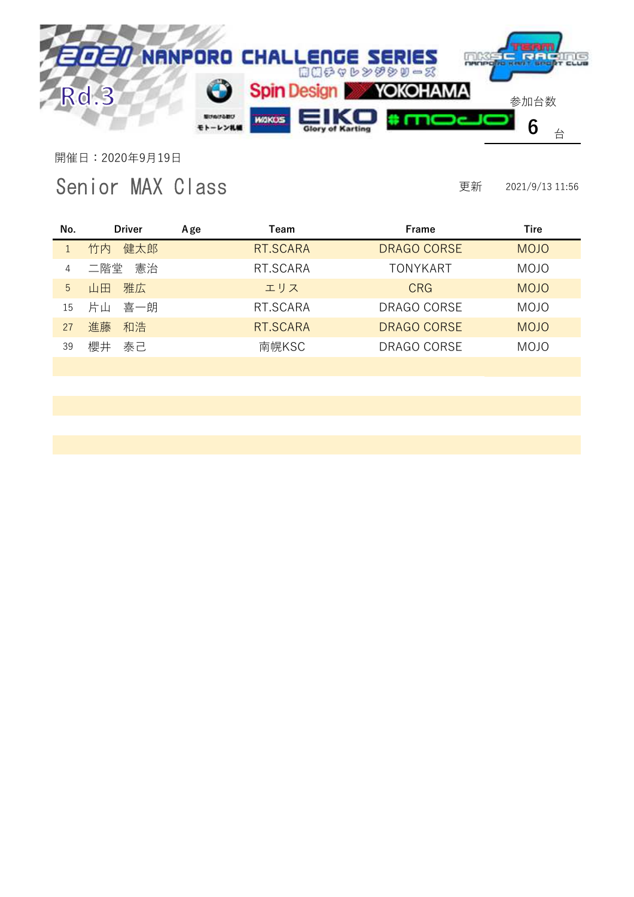# 2021 NANPORO CHALLENGE SERIES

南幌チャレンジシリーズ

Rd.3

Spin Design YOKOHAMA

WAKO'S EIKO Glory of Karting MOJO

モトーレン札幌

TEAM NKSC RACING NANPORO KART SPORT CLUB

参加台数 6 台

開催日：2020年9月19日

## Senior MAX Class

更新 2021/9/13 11:56

| No. | Driver | Age | Team | Frame | Tire |
|---|---|---|---|---|---|
| 1 | 竹内　健太郎 | | RT.SCARA | DRAGO CORSE | MOJO |
| 4 | 二階堂　憲治 | | RT.SCARA | TONYKART | MOJO |
| 5 | 山田　雅広 | | エリス | CRG | MOJO |
| 15 | 片山　喜一朗 | | RT.SCARA | DRAGO CORSE | MOJO |
| 27 | 進藤　和浩 | | RT.SCARA | DRAGO CORSE | MOJO |
| 39 | 櫻井　泰己 | | 南幌KSC | DRAGO CORSE | MOJO |